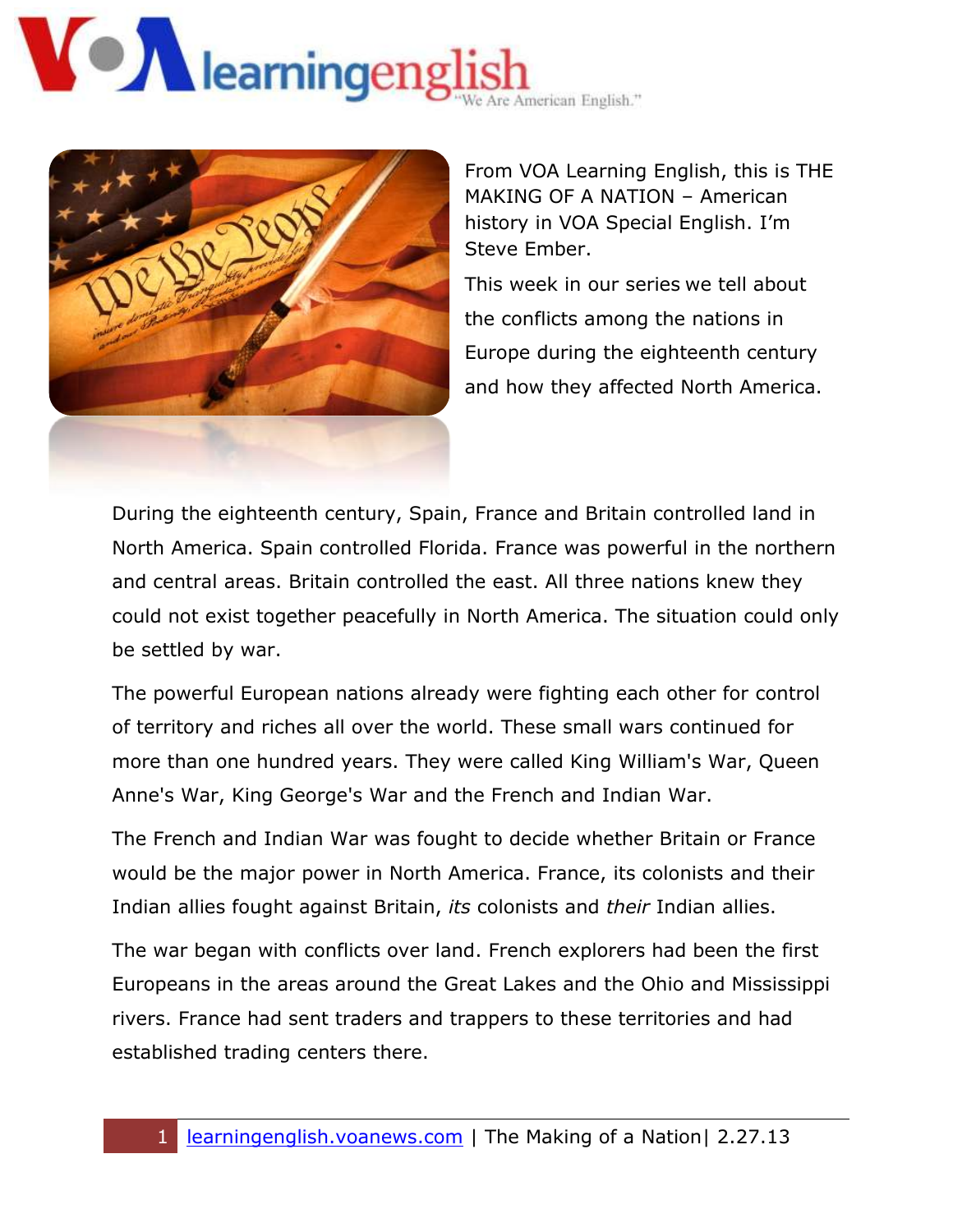From VOA Learning English, this is THE MAKING OF A NATION – American history in VOA Special English. I'm Steve Ember.

This week in our series we tell about the conflicts among the nations in Europe during the eighteenth century and how they affected North America.

During the eighteenth century, Spain, France and Britain controlled land in North America. Spain controlled Florida. France was powerful in the northern and central areas. Britain controlled the east. All three nations knew they could not exist together peacefully in North America. The situation could only be settled by war.

The powerful European nations already were fighting each other for control of territory and riches all over the world. These small wars continued for more than one hundred years. They were called King William's War, Queen Anne's War, King George's War and the French and Indian War.

The French and Indian War was fought to decide whether Britain or France would be the major power in North America. France, its colonists and their Indian allies fought against Britain, *its* colonists and *their* Indian allies.

The war began with conflicts over land. French explorers had been the first Europeans in the areas around the Great Lakes and the Ohio and Mississippi rivers. France had sent traders and trappers to these territories and had established trading centers there.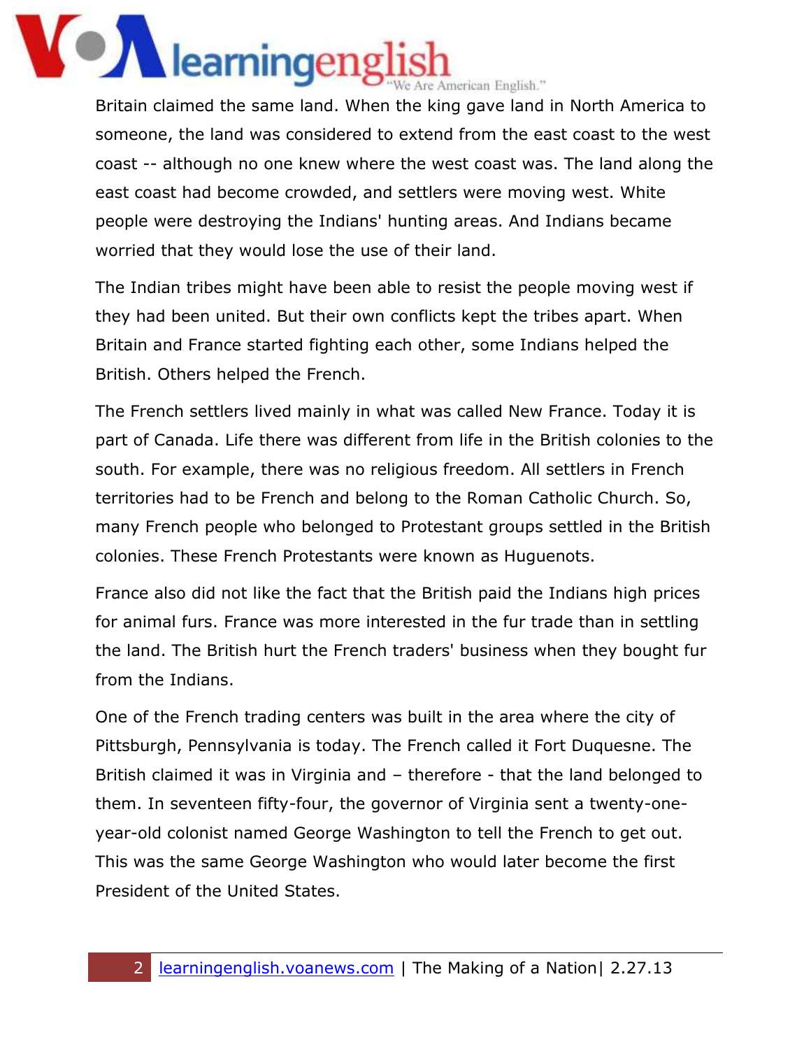Britain claimed the same land. When the king gave land in North America to someone, the land was considered to extend from the east coast to the west coast -- although no one knew where the west coast was. The land along the east coast had become crowded, and settlers were moving west. White people were destroying the Indians' hunting areas. And Indians became worried that they would lose the use of their land.

The Indian tribes might have been able to resist the people moving west if they had been united. But their own conflicts kept the tribes apart. When Britain and France started fighting each other, some Indians helped the British. Others helped the French.

The French settlers lived mainly in what was called New France. Today it is part of Canada. Life there was different from life in the British colonies to the south. For example, there was no religious freedom. All settlers in French territories had to be French and belong to the Roman Catholic Church. So, many French people who belonged to Protestant groups settled in the British colonies. These French Protestants were known as Huguenots.

France also did not like the fact that the British paid the Indians high prices for animal furs. France was more interested in the fur trade than in settling the land. The British hurt the French traders' business when they bought fur from the Indians.

One of the French trading centers was built in the area where the city of Pittsburgh, Pennsylvania is today. The French called it Fort Duquesne. The British claimed it was in Virginia and – therefore - that the land belonged to them. In seventeen fifty-four, the governor of Virginia sent a twenty-one-year-old colonist named George Washington to tell the French to get out. This was the same George Washington who would later become the first President of the United States.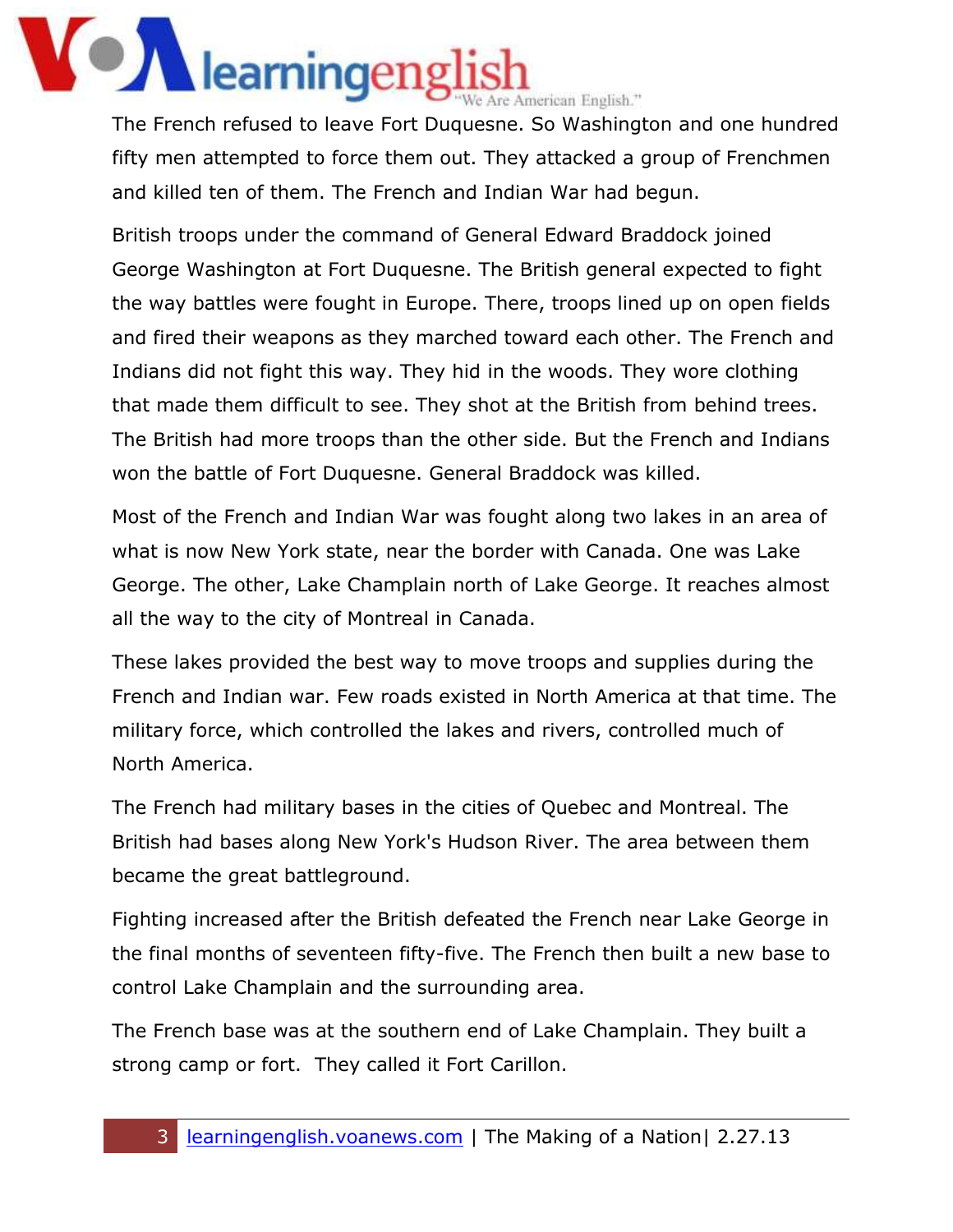The French refused to leave Fort Duquesne. So Washington and one hundred fifty men attempted to force them out. They attacked a group of Frenchmen and killed ten of them. The French and Indian War had begun.

British troops under the command of General Edward Braddock joined George Washington at Fort Duquesne. The British general expected to fight the way battles were fought in Europe. There, troops lined up on open fields and fired their weapons as they marched toward each other. The French and Indians did not fight this way. They hid in the woods. They wore clothing that made them difficult to see. They shot at the British from behind trees. The British had more troops than the other side. But the French and Indians won the battle of Fort Duquesne. General Braddock was killed.

Most of the French and Indian War was fought along two lakes in an area of what is now New York state, near the border with Canada. One was Lake George. The other, Lake Champlain north of Lake George. It reaches almost all the way to the city of Montreal in Canada.

These lakes provided the best way to move troops and supplies during the French and Indian war. Few roads existed in North America at that time. The military force, which controlled the lakes and rivers, controlled much of North America.

The French had military bases in the cities of Quebec and Montreal. The British had bases along New York's Hudson River. The area between them became the great battleground.

Fighting increased after the British defeated the French near Lake George in the final months of seventeen fifty-five. The French then built a new base to control Lake Champlain and the surrounding area.

The French base was at the southern end of Lake Champlain. They built a strong camp or fort. They called it Fort Carillon.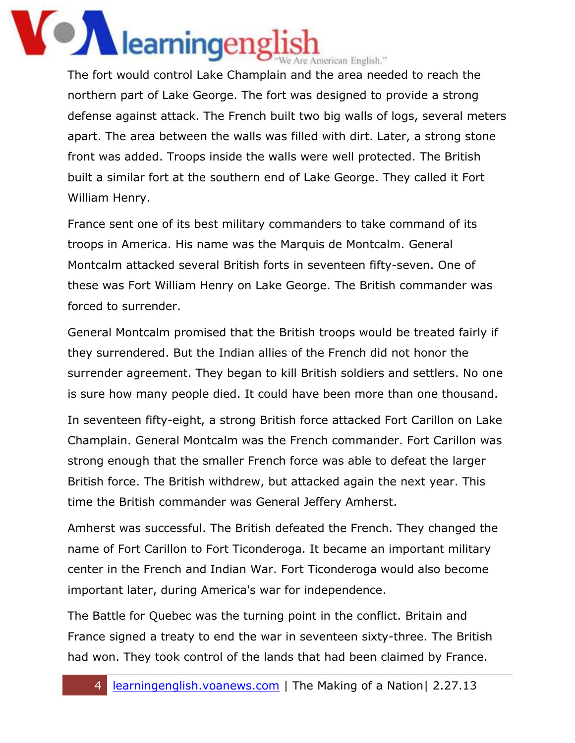The fort would control Lake Champlain and the area needed to reach the northern part of Lake George. The fort was designed to provide a strong defense against attack. The French built two big walls of logs, several meters apart. The area between the walls was filled with dirt. Later, a strong stone front was added. Troops inside the walls were well protected. The British built a similar fort at the southern end of Lake George. They called it Fort William Henry.

France sent one of its best military commanders to take command of its troops in America. His name was the Marquis de Montcalm. General Montcalm attacked several British forts in seventeen fifty-seven. One of these was Fort William Henry on Lake George. The British commander was forced to surrender.

General Montcalm promised that the British troops would be treated fairly if they surrendered. But the Indian allies of the French did not honor the surrender agreement. They began to kill British soldiers and settlers. No one is sure how many people died. It could have been more than one thousand.

In seventeen fifty-eight, a strong British force attacked Fort Carillon on Lake Champlain. General Montcalm was the French commander. Fort Carillon was strong enough that the smaller French force was able to defeat the larger British force. The British withdrew, but attacked again the next year. This time the British commander was General Jeffery Amherst.

Amherst was successful. The British defeated the French. They changed the name of Fort Carillon to Fort Ticonderoga. It became an important military center in the French and Indian War. Fort Ticonderoga would also become important later, during America's war for independence.

The Battle for Quebec was the turning point in the conflict. Britain and France signed a treaty to end the war in seventeen sixty-three. The British had won. They took control of the lands that had been claimed by France.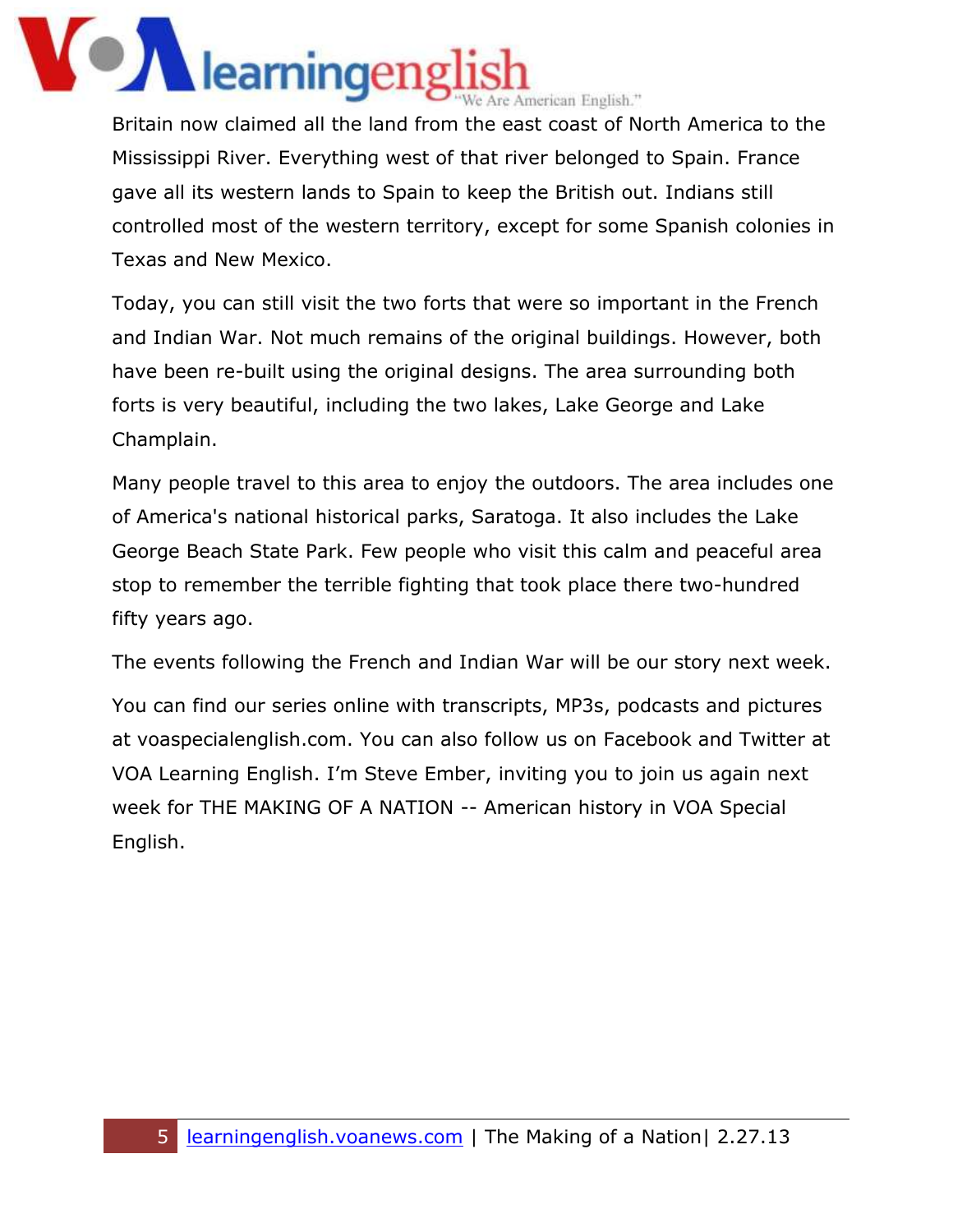Britain now claimed all the land from the east coast of North America to the Mississippi River. Everything west of that river belonged to Spain. France gave all its western lands to Spain to keep the British out. Indians still controlled most of the western territory, except for some Spanish colonies in Texas and New Mexico.

Today, you can still visit the two forts that were so important in the French and Indian War. Not much remains of the original buildings. However, both have been re-built using the original designs. The area surrounding both forts is very beautiful, including the two lakes, Lake George and Lake Champlain.

Many people travel to this area to enjoy the outdoors. The area includes one of America's national historical parks, Saratoga. It also includes the Lake George Beach State Park. Few people who visit this calm and peaceful area stop to remember the terrible fighting that took place there two-hundred fifty years ago.

The events following the French and Indian War will be our story next week.

You can find our series online with transcripts, MP3s, podcasts and pictures at voaspecialenglish.com. You can also follow us on Facebook and Twitter at VOA Learning English. I'm Steve Ember, inviting you to join us again next week for THE MAKING OF A NATION -- American history in VOA Special English.